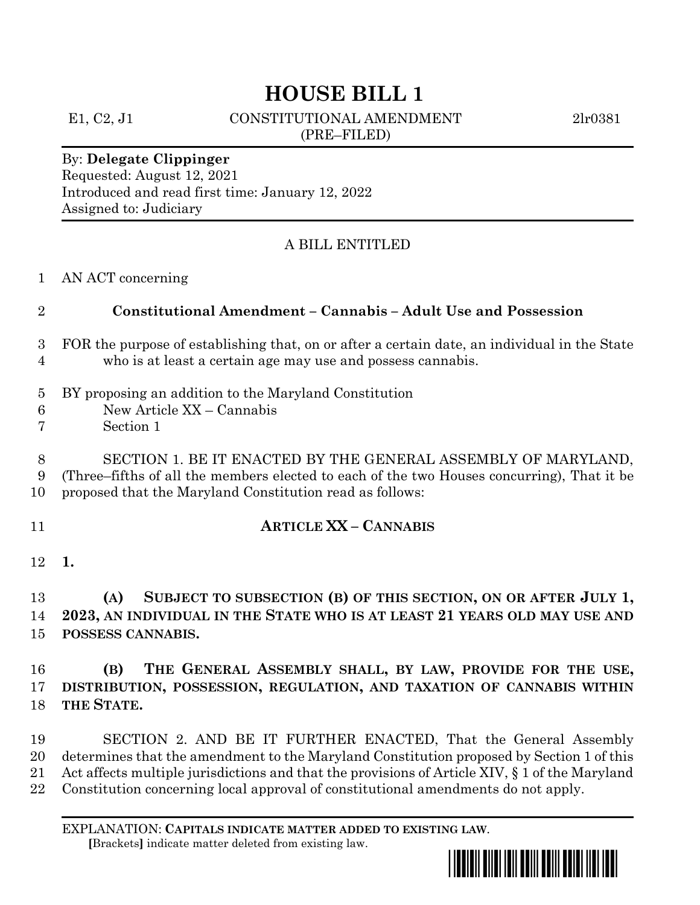# HOUSE BILL 1

E1, C2, J1 CONSTITUTIONAL AMENDMENT 2lr0381
(PRE–FILED)

By: **Delegate Clippinger**
Requested: August 12, 2021
Introduced and read first time: January 12, 2022
Assigned to: Judiciary

A BILL ENTITLED

1 AN ACT concerning

2 **Constitutional Amendment – Cannabis – Adult Use and Possession**

3 FOR the purpose of establishing that, on or after a certain date, an individual in the State
4 who is at least a certain age may use and possess cannabis.

5 BY proposing an addition to the Maryland Constitution
6 New Article XX – Cannabis
7 Section 1

8 SECTION 1. BE IT ENACTED BY THE GENERAL ASSEMBLY OF MARYLAND,
9 (Three–fifths of all the members elected to each of the two Houses concurring), That it be
10 proposed that the Maryland Constitution read as follows:

11 **ARTICLE XX – CANNABIS**

12 **1.**

13 **(A) SUBJECT TO SUBSECTION (B) OF THIS SECTION, ON OR AFTER JULY 1,**
14 **2023, AN INDIVIDUAL IN THE STATE WHO IS AT LEAST 21 YEARS OLD MAY USE AND**
15 **POSSESS CANNABIS.**

16 **(B) THE GENERAL ASSEMBLY SHALL, BY LAW, PROVIDE FOR THE USE,**
17 **DISTRIBUTION, POSSESSION, REGULATION, AND TAXATION OF CANNABIS WITHIN**
18 **THE STATE.**

19 SECTION 2. AND BE IT FURTHER ENACTED, That the General Assembly
20 determines that the amendment to the Maryland Constitution proposed by Section 1 of this
21 Act affects multiple jurisdictions and that the provisions of Article XIV, § 1 of the Maryland
22 Constitution concerning local approval of constitutional amendments do not apply.

EXPLANATION: **CAPITALS INDICATE MATTER ADDED TO EXISTING LAW.**
**[**Brackets**]** indicate matter deleted from existing law.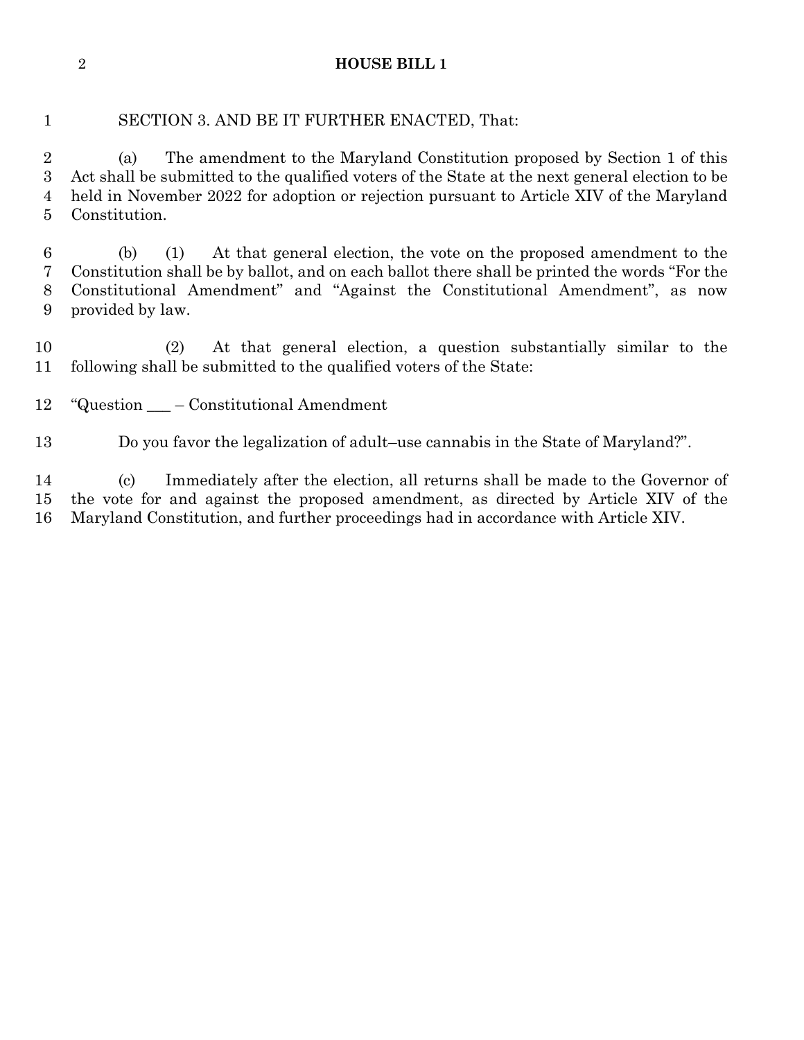SECTION 3. AND BE IT FURTHER ENACTED, That:

(a) The amendment to the Maryland Constitution proposed by Section 1 of this Act shall be submitted to the qualified voters of the State at the next general election to be held in November 2022 for adoption or rejection pursuant to Article XIV of the Maryland Constitution.

(b) (1) At that general election, the vote on the proposed amendment to the Constitution shall be by ballot, and on each ballot there shall be printed the words "For the Constitutional Amendment" and "Against the Constitutional Amendment", as now provided by law.

(2) At that general election, a question substantially similar to the following shall be submitted to the qualified voters of the State:

"Question ___ – Constitutional Amendment

Do you favor the legalization of adult–use cannabis in the State of Maryland?".

(c) Immediately after the election, all returns shall be made to the Governor of the vote for and against the proposed amendment, as directed by Article XIV of the Maryland Constitution, and further proceedings had in accordance with Article XIV.